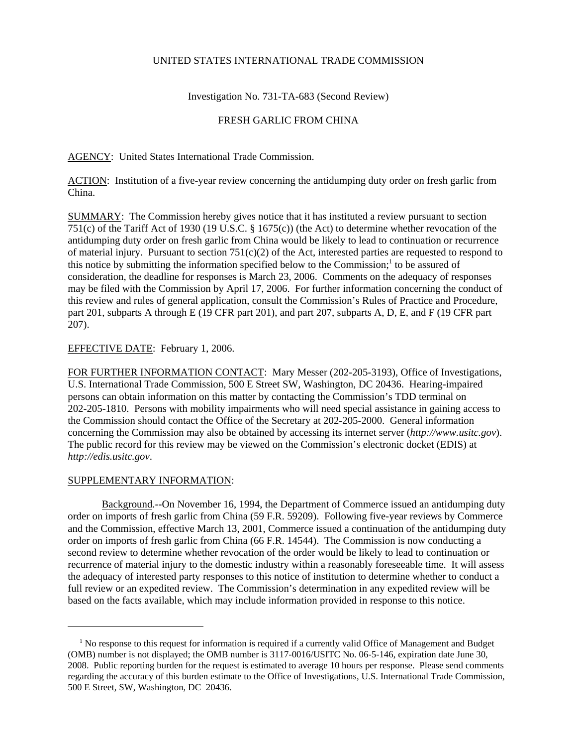UNITED STATES INTERNATIONAL TRADE COMMISSION

Investigation No. 731-TA-683 (Second Review)

FRESH GARLIC FROM CHINA

AGENCY: United States International Trade Commission.

ACTION: Institution of a five-year review concerning the antidumping duty order on fresh garlic from China.

SUMMARY: The Commission hereby gives notice that it has instituted a review pursuant to section 751(c) of the Tariff Act of 1930 (19 U.S.C. § 1675(c)) (the Act) to determine whether revocation of the antidumping duty order on fresh garlic from China would be likely to lead to continuation or recurrence of material injury. Pursuant to section 751(c)(2) of the Act, interested parties are requested to respond to this notice by submitting the information specified below to the Commission;[1] to be assured of consideration, the deadline for responses is March 23, 2006. Comments on the adequacy of responses may be filed with the Commission by April 17, 2006. For further information concerning the conduct of this review and rules of general application, consult the Commission's Rules of Practice and Procedure, part 201, subparts A through E (19 CFR part 201), and part 207, subparts A, D, E, and F (19 CFR part 207).

EFFECTIVE DATE: February 1, 2006.

FOR FURTHER INFORMATION CONTACT: Mary Messer (202-205-3193), Office of Investigations, U.S. International Trade Commission, 500 E Street SW, Washington, DC 20436. Hearing-impaired persons can obtain information on this matter by contacting the Commission's TDD terminal on 202-205-1810. Persons with mobility impairments who will need special assistance in gaining access to the Commission should contact the Office of the Secretary at 202-205-2000. General information concerning the Commission may also be obtained by accessing its internet server (*http://www.usitc.gov*). The public record for this review may be viewed on the Commission's electronic docket (EDIS) at *http://edis.usitc.gov*.

SUPPLEMENTARY INFORMATION:

Background.--On November 16, 1994, the Department of Commerce issued an antidumping duty order on imports of fresh garlic from China (59 F.R. 59209). Following five-year reviews by Commerce and the Commission, effective March 13, 2001, Commerce issued a continuation of the antidumping duty order on imports of fresh garlic from China (66 F.R. 14544). The Commission is now conducting a second review to determine whether revocation of the order would be likely to lead to continuation or recurrence of material injury to the domestic industry within a reasonably foreseeable time. It will assess the adequacy of interested party responses to this notice of institution to determine whether to conduct a full review or an expedited review. The Commission's determination in any expedited review will be based on the facts available, which may include information provided in response to this notice.

[1] No response to this request for information is required if a currently valid Office of Management and Budget (OMB) number is not displayed; the OMB number is 3117-0016/USITC No. 06-5-146, expiration date June 30, 2008. Public reporting burden for the request is estimated to average 10 hours per response. Please send comments regarding the accuracy of this burden estimate to the Office of Investigations, U.S. International Trade Commission, 500 E Street, SW, Washington, DC 20436.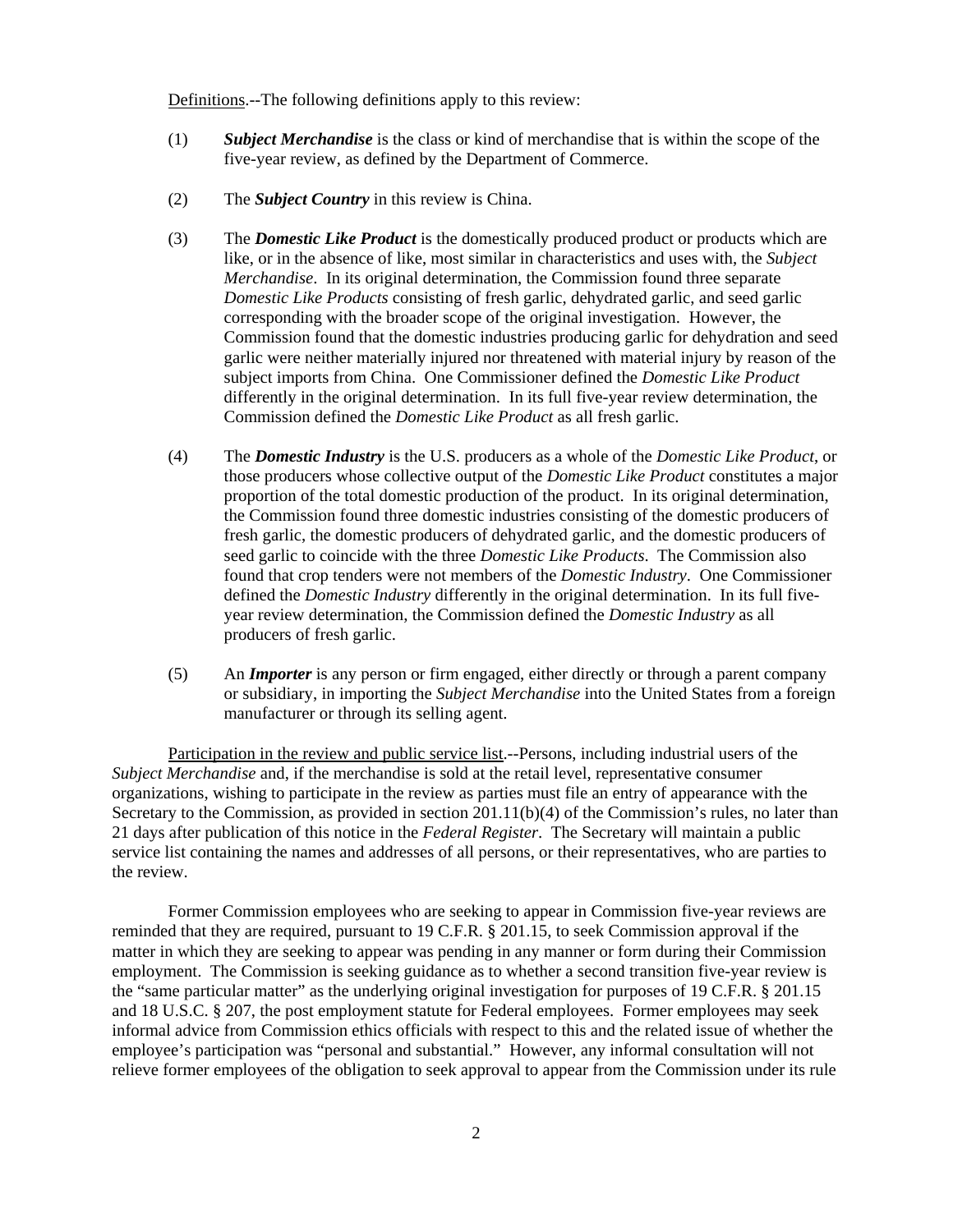Definitions.--The following definitions apply to this review:

(1) ***Subject Merchandise*** is the class or kind of merchandise that is within the scope of the five-year review, as defined by the Department of Commerce.

(2) The ***Subject Country*** in this review is China.

(3) The ***Domestic Like Product*** is the domestically produced product or products which are like, or in the absence of like, most similar in characteristics and uses with, the *Subject Merchandise*. In its original determination, the Commission found three separate *Domestic Like Products* consisting of fresh garlic, dehydrated garlic, and seed garlic corresponding with the broader scope of the original investigation. However, the Commission found that the domestic industries producing garlic for dehydration and seed garlic were neither materially injured nor threatened with material injury by reason of the subject imports from China. One Commissioner defined the *Domestic Like Product* differently in the original determination. In its full five-year review determination, the Commission defined the *Domestic Like Product* as all fresh garlic.

(4) The ***Domestic Industry*** is the U.S. producers as a whole of the *Domestic Like Product*, or those producers whose collective output of the *Domestic Like Product* constitutes a major proportion of the total domestic production of the product. In its original determination, the Commission found three domestic industries consisting of the domestic producers of fresh garlic, the domestic producers of dehydrated garlic, and the domestic producers of seed garlic to coincide with the three *Domestic Like Products*. The Commission also found that crop tenders were not members of the *Domestic Industry*. One Commissioner defined the *Domestic Industry* differently in the original determination. In its full five-year review determination, the Commission defined the *Domestic Industry* as all producers of fresh garlic.

(5) An ***Importer*** is any person or firm engaged, either directly or through a parent company or subsidiary, in importing the *Subject Merchandise* into the United States from a foreign manufacturer or through its selling agent.

Participation in the review and public service list.--Persons, including industrial users of the *Subject Merchandise* and, if the merchandise is sold at the retail level, representative consumer organizations, wishing to participate in the review as parties must file an entry of appearance with the Secretary to the Commission, as provided in section 201.11(b)(4) of the Commission's rules, no later than 21 days after publication of this notice in the *Federal Register*. The Secretary will maintain a public service list containing the names and addresses of all persons, or their representatives, who are parties to the review.

Former Commission employees who are seeking to appear in Commission five-year reviews are reminded that they are required, pursuant to 19 C.F.R. § 201.15, to seek Commission approval if the matter in which they are seeking to appear was pending in any manner or form during their Commission employment. The Commission is seeking guidance as to whether a second transition five-year review is the "same particular matter" as the underlying original investigation for purposes of 19 C.F.R. § 201.15 and 18 U.S.C. § 207, the post employment statute for Federal employees. Former employees may seek informal advice from Commission ethics officials with respect to this and the related issue of whether the employee's participation was "personal and substantial." However, any informal consultation will not relieve former employees of the obligation to seek approval to appear from the Commission under its rule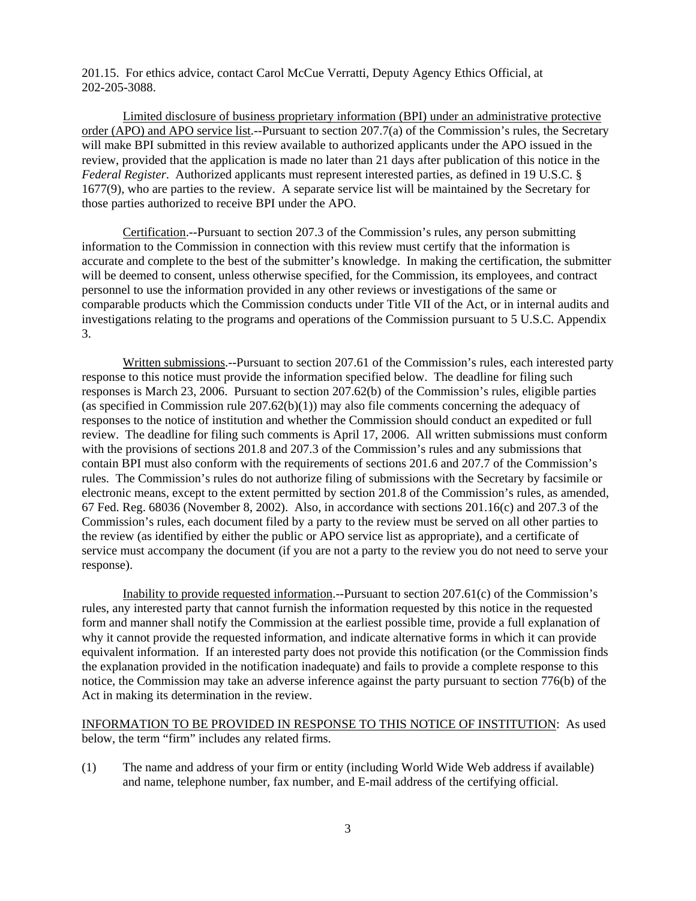201.15. For ethics advice, contact Carol McCue Verratti, Deputy Agency Ethics Official, at 202-205-3088.

Limited disclosure of business proprietary information (BPI) under an administrative protective order (APO) and APO service list.--Pursuant to section 207.7(a) of the Commission's rules, the Secretary will make BPI submitted in this review available to authorized applicants under the APO issued in the review, provided that the application is made no later than 21 days after publication of this notice in the *Federal Register*. Authorized applicants must represent interested parties, as defined in 19 U.S.C. § 1677(9), who are parties to the review. A separate service list will be maintained by the Secretary for those parties authorized to receive BPI under the APO.

Certification.--Pursuant to section 207.3 of the Commission's rules, any person submitting information to the Commission in connection with this review must certify that the information is accurate and complete to the best of the submitter's knowledge. In making the certification, the submitter will be deemed to consent, unless otherwise specified, for the Commission, its employees, and contract personnel to use the information provided in any other reviews or investigations of the same or comparable products which the Commission conducts under Title VII of the Act, or in internal audits and investigations relating to the programs and operations of the Commission pursuant to 5 U.S.C. Appendix 3.

Written submissions.--Pursuant to section 207.61 of the Commission's rules, each interested party response to this notice must provide the information specified below. The deadline for filing such responses is March 23, 2006. Pursuant to section 207.62(b) of the Commission's rules, eligible parties (as specified in Commission rule 207.62(b)(1)) may also file comments concerning the adequacy of responses to the notice of institution and whether the Commission should conduct an expedited or full review. The deadline for filing such comments is April 17, 2006. All written submissions must conform with the provisions of sections 201.8 and 207.3 of the Commission's rules and any submissions that contain BPI must also conform with the requirements of sections 201.6 and 207.7 of the Commission's rules. The Commission's rules do not authorize filing of submissions with the Secretary by facsimile or electronic means, except to the extent permitted by section 201.8 of the Commission's rules, as amended, 67 Fed. Reg. 68036 (November 8, 2002). Also, in accordance with sections 201.16(c) and 207.3 of the Commission's rules, each document filed by a party to the review must be served on all other parties to the review (as identified by either the public or APO service list as appropriate), and a certificate of service must accompany the document (if you are not a party to the review you do not need to serve your response).

Inability to provide requested information.--Pursuant to section 207.61(c) of the Commission's rules, any interested party that cannot furnish the information requested by this notice in the requested form and manner shall notify the Commission at the earliest possible time, provide a full explanation of why it cannot provide the requested information, and indicate alternative forms in which it can provide equivalent information. If an interested party does not provide this notification (or the Commission finds the explanation provided in the notification inadequate) and fails to provide a complete response to this notice, the Commission may take an adverse inference against the party pursuant to section 776(b) of the Act in making its determination in the review.

INFORMATION TO BE PROVIDED IN RESPONSE TO THIS NOTICE OF INSTITUTION: As used below, the term "firm" includes any related firms.

(1) The name and address of your firm or entity (including World Wide Web address if available) and name, telephone number, fax number, and E-mail address of the certifying official.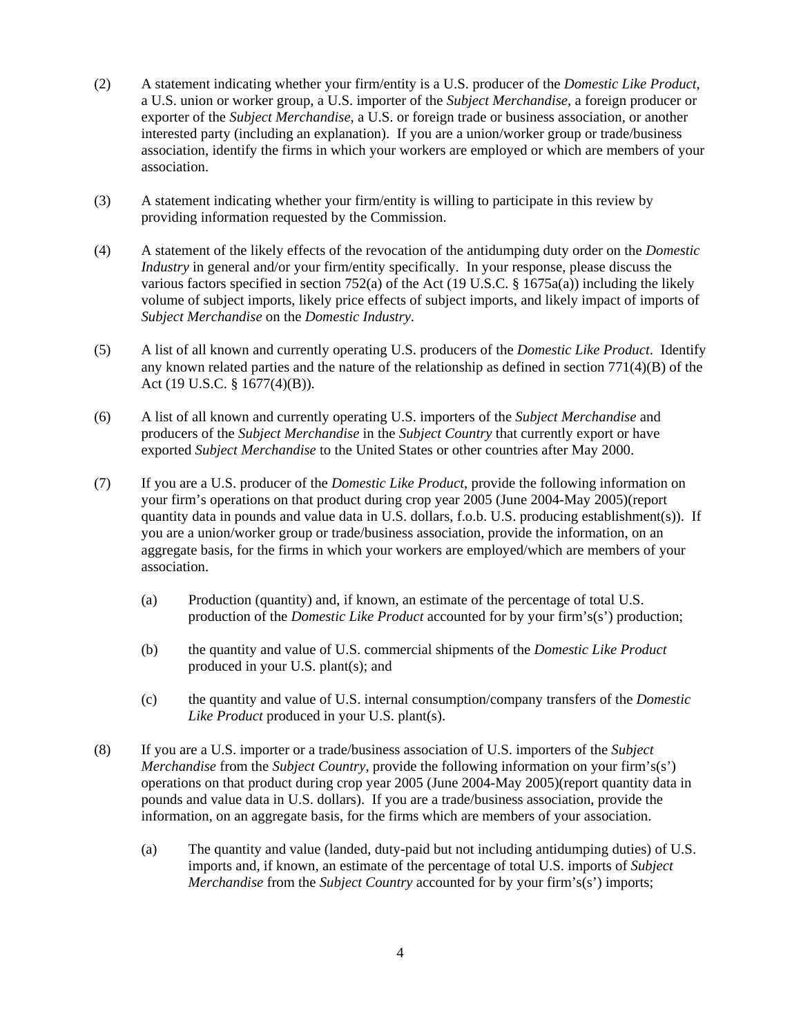(2) A statement indicating whether your firm/entity is a U.S. producer of the *Domestic Like Product*, a U.S. union or worker group, a U.S. importer of the *Subject Merchandise*, a foreign producer or exporter of the *Subject Merchandise*, a U.S. or foreign trade or business association, or another interested party (including an explanation). If you are a union/worker group or trade/business association, identify the firms in which your workers are employed or which are members of your association.

(3) A statement indicating whether your firm/entity is willing to participate in this review by providing information requested by the Commission.

(4) A statement of the likely effects of the revocation of the antidumping duty order on the *Domestic Industry* in general and/or your firm/entity specifically. In your response, please discuss the various factors specified in section 752(a) of the Act (19 U.S.C. § 1675a(a)) including the likely volume of subject imports, likely price effects of subject imports, and likely impact of imports of *Subject Merchandise* on the *Domestic Industry*.

(5) A list of all known and currently operating U.S. producers of the *Domestic Like Product*. Identify any known related parties and the nature of the relationship as defined in section 771(4)(B) of the Act (19 U.S.C. § 1677(4)(B)).

(6) A list of all known and currently operating U.S. importers of the *Subject Merchandise* and producers of the *Subject Merchandise* in the *Subject Country* that currently export or have exported *Subject Merchandise* to the United States or other countries after May 2000.

(7) If you are a U.S. producer of the *Domestic Like Product*, provide the following information on your firm's operations on that product during crop year 2005 (June 2004-May 2005)(report quantity data in pounds and value data in U.S. dollars, f.o.b. U.S. producing establishment(s)). If you are a union/worker group or trade/business association, provide the information, on an aggregate basis, for the firms in which your workers are employed/which are members of your association.

   (a) Production (quantity) and, if known, an estimate of the percentage of total U.S. production of the *Domestic Like Product* accounted for by your firm's(s') production;

   (b) the quantity and value of U.S. commercial shipments of the *Domestic Like Product* produced in your U.S. plant(s); and

   (c) the quantity and value of U.S. internal consumption/company transfers of the *Domestic Like Product* produced in your U.S. plant(s).

(8) If you are a U.S. importer or a trade/business association of U.S. importers of the *Subject Merchandise* from the *Subject Country*, provide the following information on your firm's(s') operations on that product during crop year 2005 (June 2004-May 2005)(report quantity data in pounds and value data in U.S. dollars). If you are a trade/business association, provide the information, on an aggregate basis, for the firms which are members of your association.

   (a) The quantity and value (landed, duty-paid but not including antidumping duties) of U.S. imports and, if known, an estimate of the percentage of total U.S. imports of *Subject Merchandise* from the *Subject Country* accounted for by your firm's(s') imports;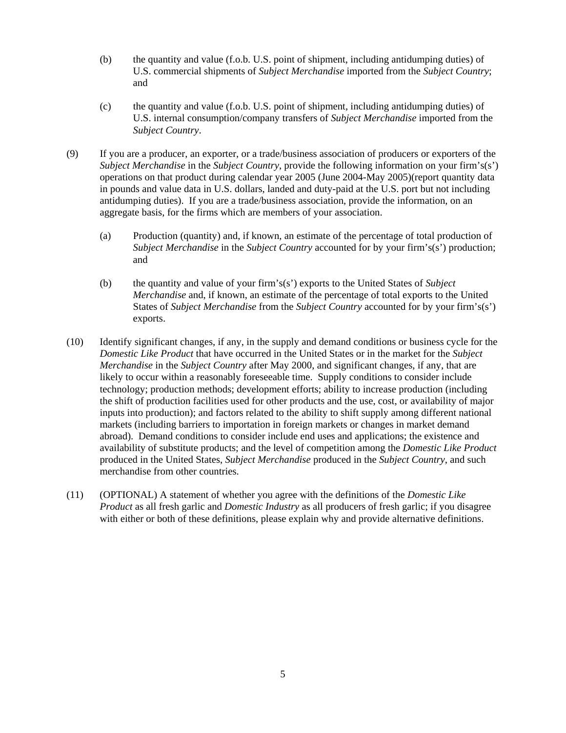(b) the quantity and value (f.o.b. U.S. point of shipment, including antidumping duties) of U.S. commercial shipments of *Subject Merchandise* imported from the *Subject Country*; and

(c) the quantity and value (f.o.b. U.S. point of shipment, including antidumping duties) of U.S. internal consumption/company transfers of *Subject Merchandise* imported from the *Subject Country*.

(9) If you are a producer, an exporter, or a trade/business association of producers or exporters of the *Subject Merchandise* in the *Subject Country*, provide the following information on your firm's(s') operations on that product during calendar year 2005 (June 2004-May 2005)(report quantity data in pounds and value data in U.S. dollars, landed and duty-paid at the U.S. port but not including antidumping duties). If you are a trade/business association, provide the information, on an aggregate basis, for the firms which are members of your association.

(a) Production (quantity) and, if known, an estimate of the percentage of total production of *Subject Merchandise* in the *Subject Country* accounted for by your firm's(s') production; and

(b) the quantity and value of your firm's(s') exports to the United States of *Subject Merchandise* and, if known, an estimate of the percentage of total exports to the United States of *Subject Merchandise* from the *Subject Country* accounted for by your firm's(s') exports.

(10) Identify significant changes, if any, in the supply and demand conditions or business cycle for the *Domestic Like Product* that have occurred in the United States or in the market for the *Subject Merchandise* in the *Subject Country* after May 2000, and significant changes, if any, that are likely to occur within a reasonably foreseeable time. Supply conditions to consider include technology; production methods; development efforts; ability to increase production (including the shift of production facilities used for other products and the use, cost, or availability of major inputs into production); and factors related to the ability to shift supply among different national markets (including barriers to importation in foreign markets or changes in market demand abroad). Demand conditions to consider include end uses and applications; the existence and availability of substitute products; and the level of competition among the *Domestic Like Product* produced in the United States, *Subject Merchandise* produced in the *Subject Country*, and such merchandise from other countries.

(11) (OPTIONAL) A statement of whether you agree with the definitions of the *Domestic Like Product* as all fresh garlic and *Domestic Industry* as all producers of fresh garlic; if you disagree with either or both of these definitions, please explain why and provide alternative definitions.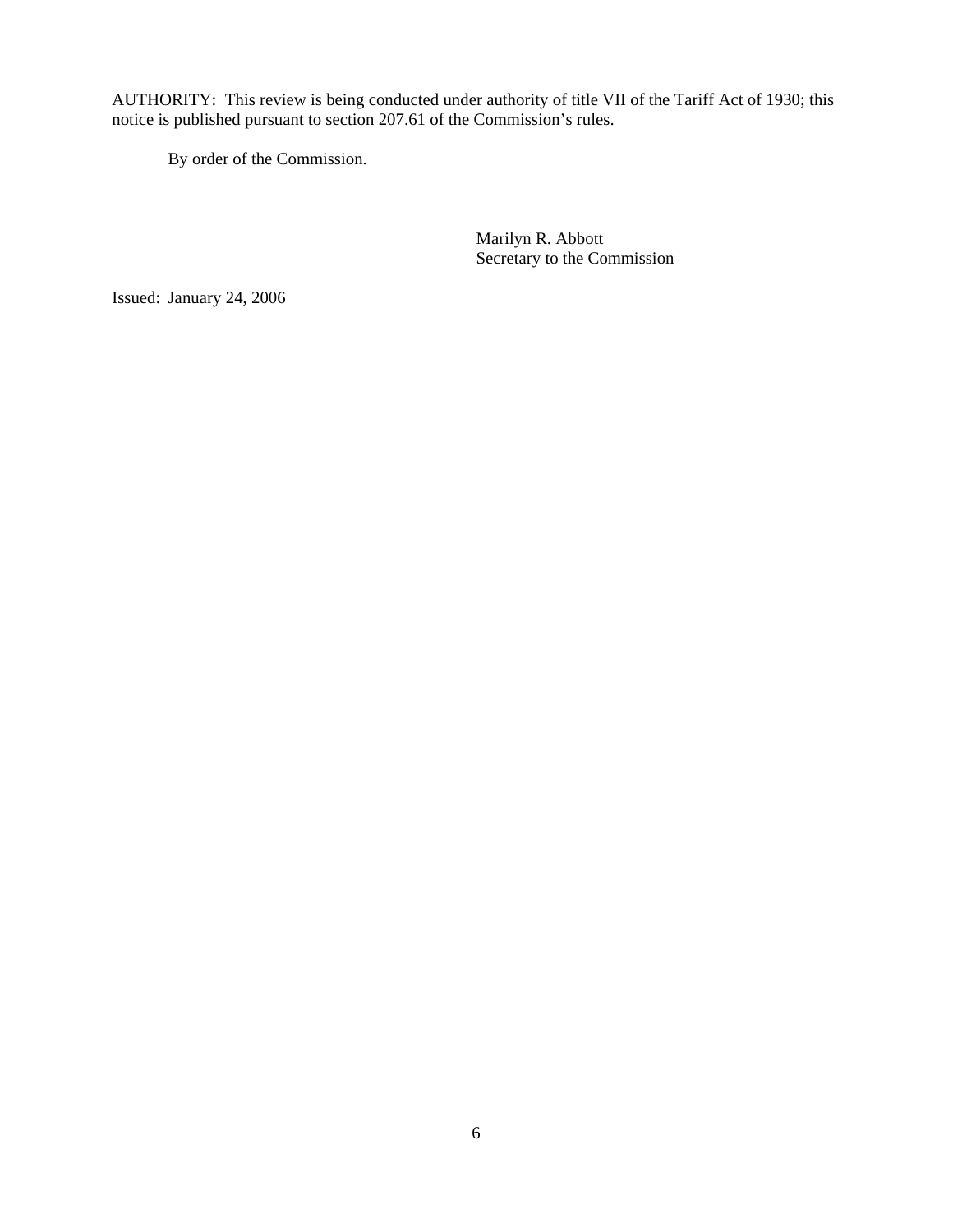AUTHORITY: This review is being conducted under authority of title VII of the Tariff Act of 1930; this notice is published pursuant to section 207.61 of the Commission's rules.

By order of the Commission.

Marilyn R. Abbott
Secretary to the Commission

Issued: January 24, 2006